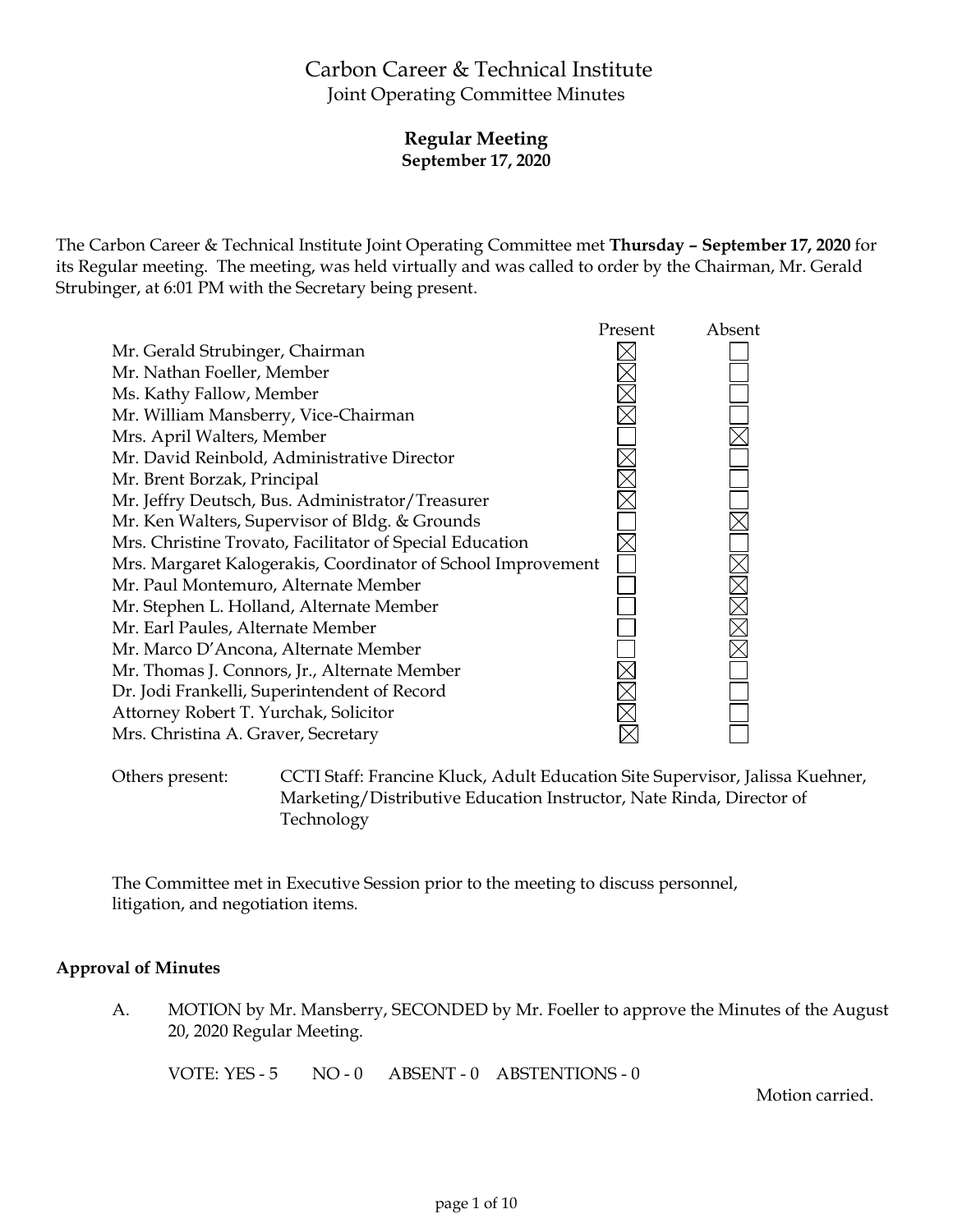# Carbon Career & Technical Institute

Joint Operating Committee Minutes

**Regular Meeting**
**September 17, 2020**

The Carbon Career & Technical Institute Joint Operating Committee met **Thursday – September 17, 2020** for its Regular meeting. The meeting, was held virtually and was called to order by the Chairman, Mr. Gerald Strubinger, at 6:01 PM with the Secretary being present.

| | Present | Absent |
|---|---|---|
| Mr. Gerald Strubinger, Chairman | ☒ | ☐ |
| Mr. Nathan Foeller, Member | ☒ | ☐ |
| Ms. Kathy Fallow, Member | ☒ | ☐ |
| Mr. William Mansberry, Vice-Chairman | ☒ | ☐ |
| Mrs. April Walters, Member | ☐ | ☒ |
| Mr. David Reinbold, Administrative Director | ☒ | ☐ |
| Mr. Brent Borzak, Principal | ☒ | ☐ |
| Mr. Jeffry Deutsch, Bus. Administrator/Treasurer | ☒ | ☐ |
| Mr. Ken Walters, Supervisor of Bldg. & Grounds | ☐ | ☒ |
| Mrs. Christine Trovato, Facilitator of Special Education | ☒ | ☐ |
| Mrs. Margaret Kalogerakis, Coordinator of School Improvement | ☐ | ☒ |
| Mr. Paul Montemuro, Alternate Member | ☐ | ☒ |
| Mr. Stephen L. Holland, Alternate Member | ☐ | ☒ |
| Mr. Earl Paules, Alternate Member | ☐ | ☒ |
| Mr. Marco D'Ancona, Alternate Member | ☐ | ☒ |
| Mr. Thomas J. Connors, Jr., Alternate Member | ☒ | ☐ |
| Dr. Jodi Frankelli, Superintendent of Record | ☒ | ☐ |
| Attorney Robert T. Yurchak, Solicitor | ☒ | ☐ |
| Mrs. Christina A. Graver, Secretary | ☒ | ☐ |

Others present: CCTI Staff: Francine Kluck, Adult Education Site Supervisor, Jalissa Kuehner, Marketing/Distributive Education Instructor, Nate Rinda, Director of Technology

The Committee met in Executive Session prior to the meeting to discuss personnel, litigation, and negotiation items.

## Approval of Minutes

A. MOTION by Mr. Mansberry, SECONDED by Mr. Foeller to approve the Minutes of the August 20, 2020 Regular Meeting.

VOTE: YES - 5 NO - 0 ABSENT - 0 ABSTENTIONS - 0

Motion carried.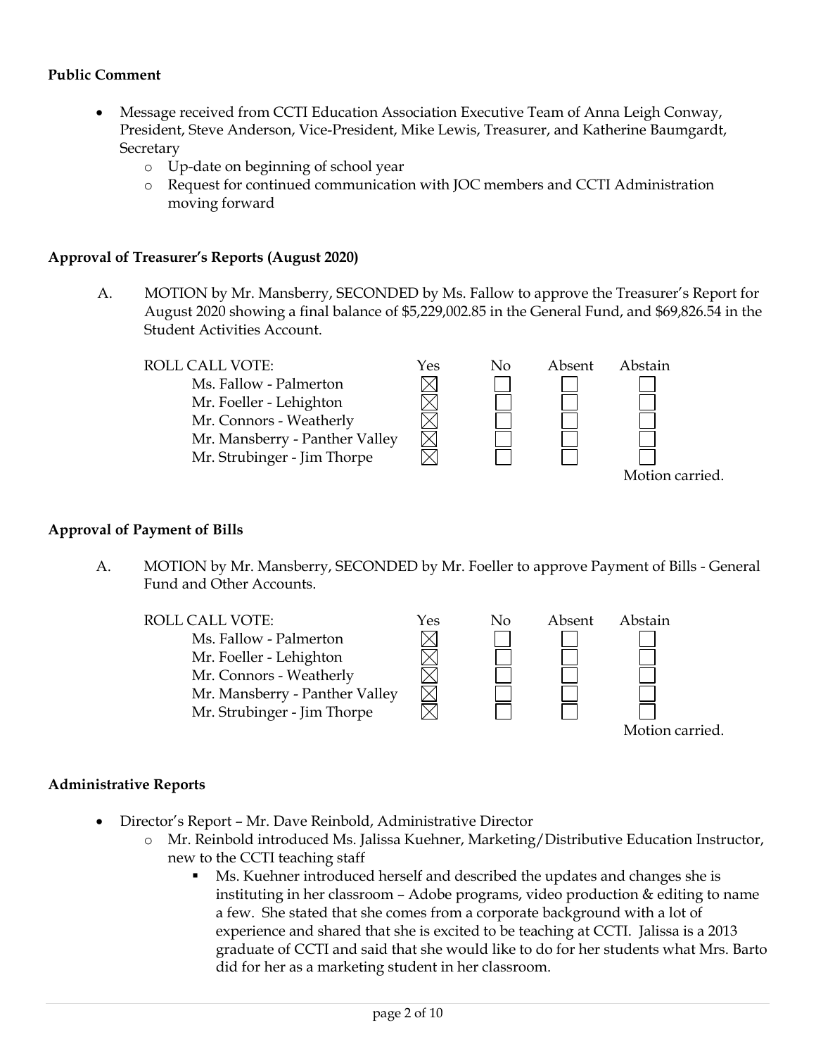**Public Comment**

- Message received from CCTI Education Association Executive Team of Anna Leigh Conway, President, Steve Anderson, Vice-President, Mike Lewis, Treasurer, and Katherine Baumgardt, Secretary
  - Up-date on beginning of school year
  - Request for continued communication with JOC members and CCTI Administration moving forward

**Approval of Treasurer's Reports (August 2020)**

A. MOTION by Mr. Mansberry, SECONDED by Ms. Fallow to approve the Treasurer's Report for August 2020 showing a final balance of $5,229,002.85 in the General Fund, and $69,826.54 in the Student Activities Account.

| ROLL CALL VOTE: | Yes | No | Absent | Abstain |
|---|---|---|---|---|
| Ms. Fallow - Palmerton | ☒ | ☐ | ☐ | ☐ |
| Mr. Foeller - Lehighton | ☒ | ☐ | ☐ | ☐ |
| Mr. Connors - Weatherly | ☒ | ☐ | ☐ | ☐ |
| Mr. Mansberry - Panther Valley | ☒ | ☐ | ☐ | ☐ |
| Mr. Strubinger - Jim Thorpe | ☒ | ☐ | ☐ | ☐ |

Motion carried.

**Approval of Payment of Bills**

A. MOTION by Mr. Mansberry, SECONDED by Mr. Foeller to approve Payment of Bills - General Fund and Other Accounts.

| ROLL CALL VOTE: | Yes | No | Absent | Abstain |
|---|---|---|---|---|
| Ms. Fallow - Palmerton | ☒ | ☐ | ☐ | ☐ |
| Mr. Foeller - Lehighton | ☒ | ☐ | ☐ | ☐ |
| Mr. Connors - Weatherly | ☒ | ☐ | ☐ | ☐ |
| Mr. Mansberry - Panther Valley | ☒ | ☐ | ☐ | ☐ |
| Mr. Strubinger - Jim Thorpe | ☒ | ☐ | ☐ | ☐ |

Motion carried.

**Administrative Reports**

- Director's Report – Mr. Dave Reinbold, Administrative Director
  - Mr. Reinbold introduced Ms. Jalissa Kuehner, Marketing/Distributive Education Instructor, new to the CCTI teaching staff
    - Ms. Kuehner introduced herself and described the updates and changes she is instituting in her classroom – Adobe programs, video production & editing to name a few. She stated that she comes from a corporate background with a lot of experience and shared that she is excited to be teaching at CCTI. Jalissa is a 2013 graduate of CCTI and said that she would like to do for her students what Mrs. Barto did for her as a marketing student in her classroom.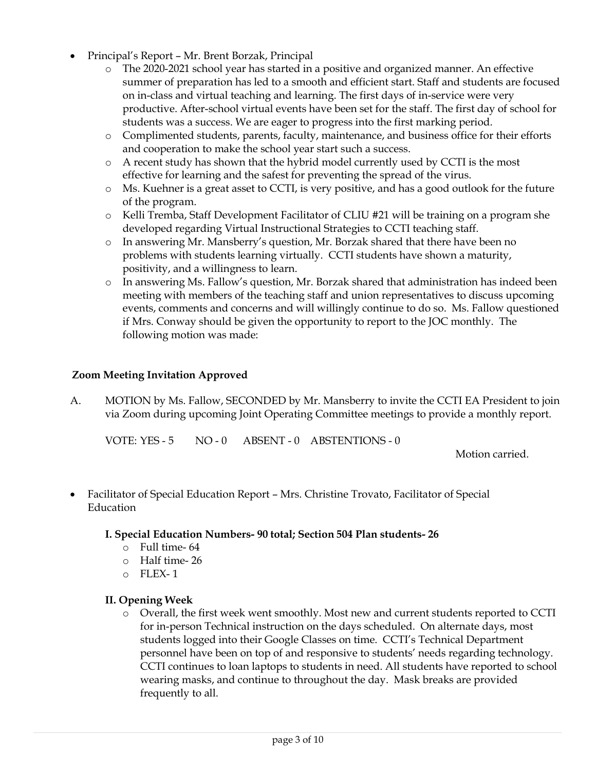- Principal's Report – Mr. Brent Borzak, Principal
  - The 2020-2021 school year has started in a positive and organized manner. An effective summer of preparation has led to a smooth and efficient start. Staff and students are focused on in-class and virtual teaching and learning. The first days of in-service were very productive. After-school virtual events have been set for the staff. The first day of school for students was a success. We are eager to progress into the first marking period.
  - Complimented students, parents, faculty, maintenance, and business office for their efforts and cooperation to make the school year start such a success.
  - A recent study has shown that the hybrid model currently used by CCTI is the most effective for learning and the safest for preventing the spread of the virus.
  - Ms. Kuehner is a great asset to CCTI, is very positive, and has a good outlook for the future of the program.
  - Kelli Tremba, Staff Development Facilitator of CLIU #21 will be training on a program she developed regarding Virtual Instructional Strategies to CCTI teaching staff.
  - In answering Mr. Mansberry's question, Mr. Borzak shared that there have been no problems with students learning virtually. CCTI students have shown a maturity, positivity, and a willingness to learn.
  - In answering Ms. Fallow's question, Mr. Borzak shared that administration has indeed been meeting with members of the teaching staff and union representatives to discuss upcoming events, comments and concerns and will willingly continue to do so. Ms. Fallow questioned if Mrs. Conway should be given the opportunity to report to the JOC monthly. The following motion was made:

**Zoom Meeting Invitation Approved**

A. MOTION by Ms. Fallow, SECONDED by Mr. Mansberry to invite the CCTI EA President to join via Zoom during upcoming Joint Operating Committee meetings to provide a monthly report.

VOTE: YES - 5 NO - 0 ABSENT - 0 ABSTENTIONS - 0

Motion carried.

- Facilitator of Special Education Report – Mrs. Christine Trovato, Facilitator of Special Education

**I. Special Education Numbers- 90 total; Section 504 Plan students- 26**

- Full time- 64
- Half time- 26
- FLEX- 1

**II. Opening Week**

- Overall, the first week went smoothly. Most new and current students reported to CCTI for in-person Technical instruction on the days scheduled. On alternate days, most students logged into their Google Classes on time. CCTI's Technical Department personnel have been on top of and responsive to students' needs regarding technology. CCTI continues to loan laptops to students in need. All students have reported to school wearing masks, and continue to throughout the day. Mask breaks are provided frequently to all.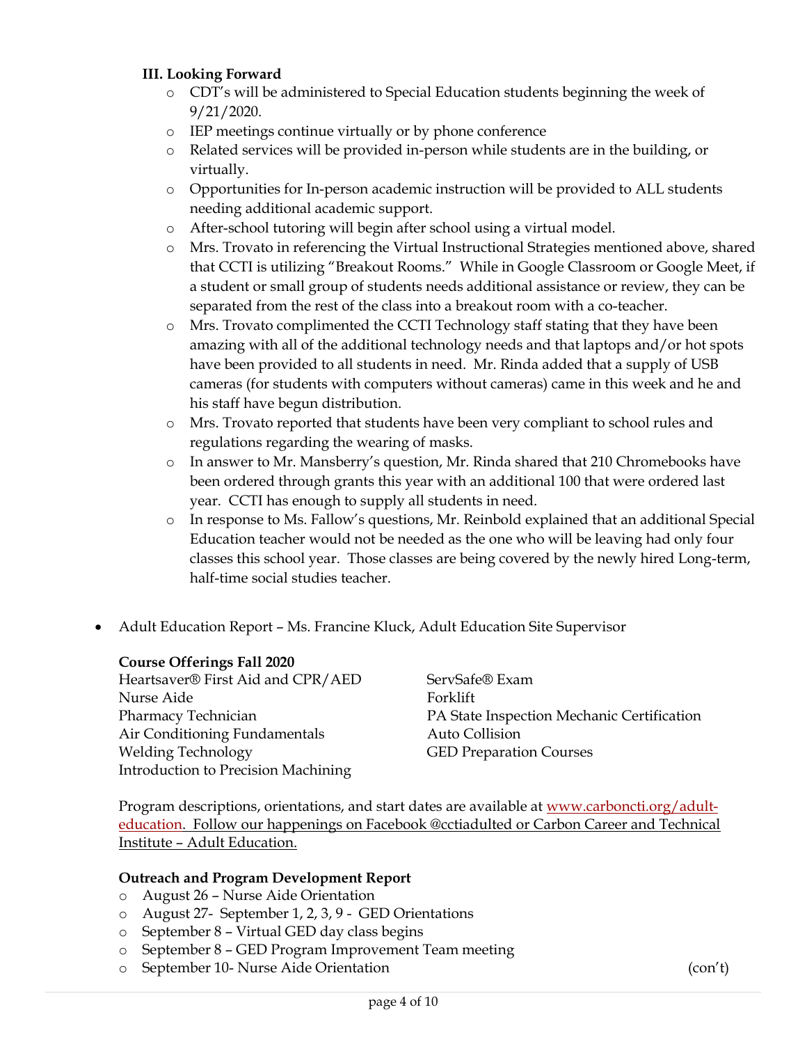**III. Looking Forward**

- CDT's will be administered to Special Education students beginning the week of 9/21/2020.
- IEP meetings continue virtually or by phone conference
- Related services will be provided in-person while students are in the building, or virtually.
- Opportunities for In-person academic instruction will be provided to ALL students needing additional academic support.
- After-school tutoring will begin after school using a virtual model.
- Mrs. Trovato in referencing the Virtual Instructional Strategies mentioned above, shared that CCTI is utilizing "Breakout Rooms." While in Google Classroom or Google Meet, if a student or small group of students needs additional assistance or review, they can be separated from the rest of the class into a breakout room with a co-teacher.
- Mrs. Trovato complimented the CCTI Technology staff stating that they have been amazing with all of the additional technology needs and that laptops and/or hot spots have been provided to all students in need. Mr. Rinda added that a supply of USB cameras (for students with computers without cameras) came in this week and he and his staff have begun distribution.
- Mrs. Trovato reported that students have been very compliant to school rules and regulations regarding the wearing of masks.
- In answer to Mr. Mansberry's question, Mr. Rinda shared that 210 Chromebooks have been ordered through grants this year with an additional 100 that were ordered last year. CCTI has enough to supply all students in need.
- In response to Ms. Fallow's questions, Mr. Reinbold explained that an additional Special Education teacher would not be needed as the one who will be leaving had only four classes this school year. Those classes are being covered by the newly hired Long-term, half-time social studies teacher.

- Adult Education Report – Ms. Francine Kluck, Adult Education Site Supervisor

**Course Offerings Fall 2020**

Heartsaver® First Aid and CPR/AED
Nurse Aide
Pharmacy Technician
Air Conditioning Fundamentals
Welding Technology
Introduction to Precision Machining
ServSafe® Exam
Forklift
PA State Inspection Mechanic Certification
Auto Collision
GED Preparation Courses

Program descriptions, orientations, and start dates are available at www.carboncti.org/adult-education. Follow our happenings on Facebook @cctiadulted or Carbon Career and Technical Institute – Adult Education.

**Outreach and Program Development Report**

- August 26 – Nurse Aide Orientation
- August 27- September 1, 2, 3, 9 - GED Orientations
- September 8 – Virtual GED day class begins
- September 8 – GED Program Improvement Team meeting
- September 10- Nurse Aide Orientation

(con't)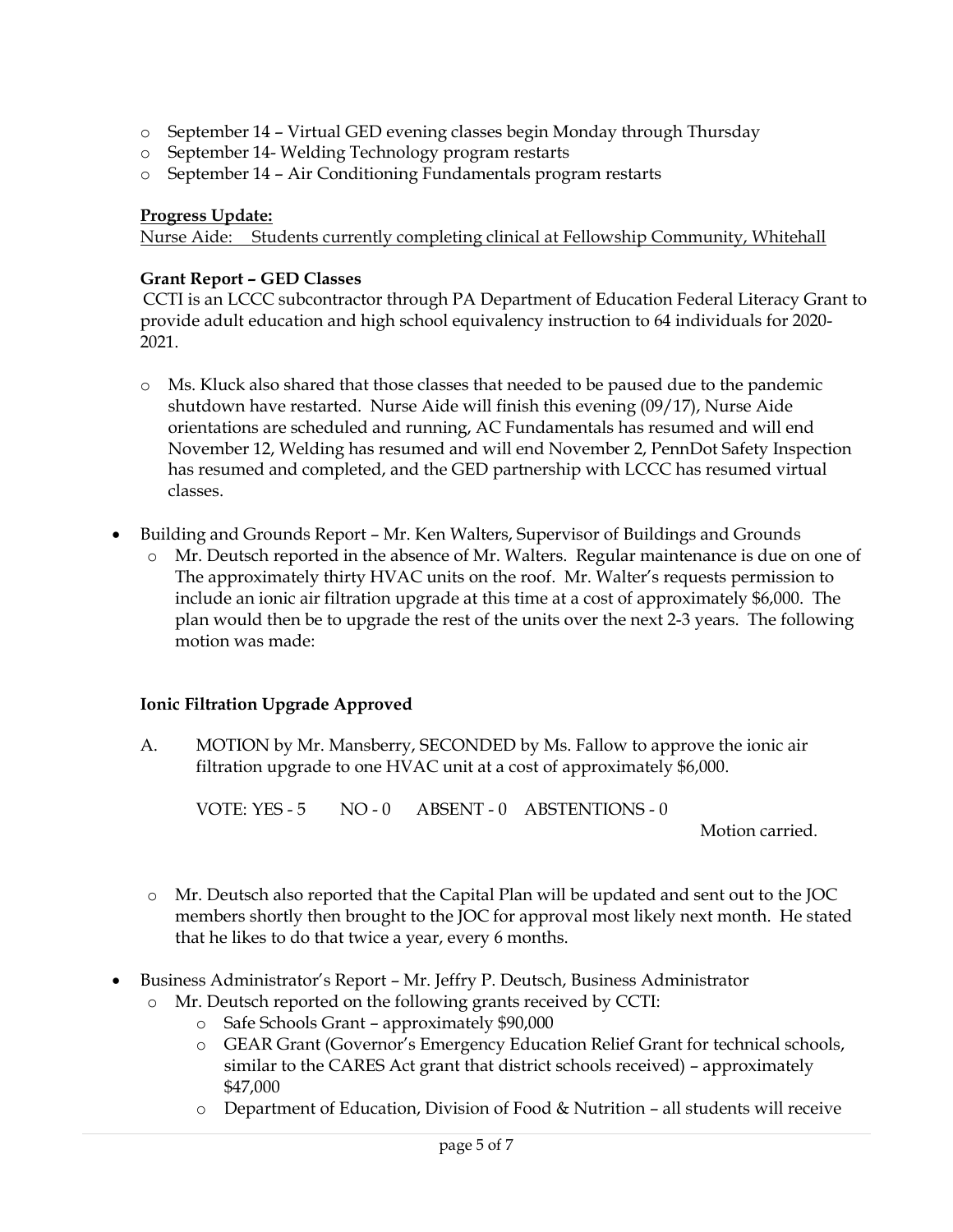- September 14 – Virtual GED evening classes begin Monday through Thursday
- September 14- Welding Technology program restarts
- September 14 – Air Conditioning Fundamentals program restarts

**Progress Update:**

Nurse Aide: Students currently completing clinical at Fellowship Community, Whitehall

**Grant Report – GED Classes**

CCTI is an LCCC subcontractor through PA Department of Education Federal Literacy Grant to provide adult education and high school equivalency instruction to 64 individuals for 2020-2021.

- Ms. Kluck also shared that those classes that needed to be paused due to the pandemic shutdown have restarted. Nurse Aide will finish this evening (09/17), Nurse Aide orientations are scheduled and running, AC Fundamentals has resumed and will end November 12, Welding has resumed and will end November 2, PennDot Safety Inspection has resumed and completed, and the GED partnership with LCCC has resumed virtual classes.

- Building and Grounds Report – Mr. Ken Walters, Supervisor of Buildings and Grounds
  - Mr. Deutsch reported in the absence of Mr. Walters. Regular maintenance is due on one of The approximately thirty HVAC units on the roof. Mr. Walter's requests permission to include an ionic air filtration upgrade at this time at a cost of approximately $6,000. The plan would then be to upgrade the rest of the units over the next 2-3 years. The following motion was made:

**Ionic Filtration Upgrade Approved**

A. MOTION by Mr. Mansberry, SECONDED by Ms. Fallow to approve the ionic air filtration upgrade to one HVAC unit at a cost of approximately $6,000.

VOTE: YES - 5 NO - 0 ABSENT - 0 ABSTENTIONS - 0

Motion carried.

- Mr. Deutsch also reported that the Capital Plan will be updated and sent out to the JOC members shortly then brought to the JOC for approval most likely next month. He stated that he likes to do that twice a year, every 6 months.

- Business Administrator's Report – Mr. Jeffry P. Deutsch, Business Administrator
  - Mr. Deutsch reported on the following grants received by CCTI:
    - Safe Schools Grant – approximately $90,000
    - GEAR Grant (Governor's Emergency Education Relief Grant for technical schools, similar to the CARES Act grant that district schools received) – approximately $47,000
    - Department of Education, Division of Food & Nutrition – all students will receive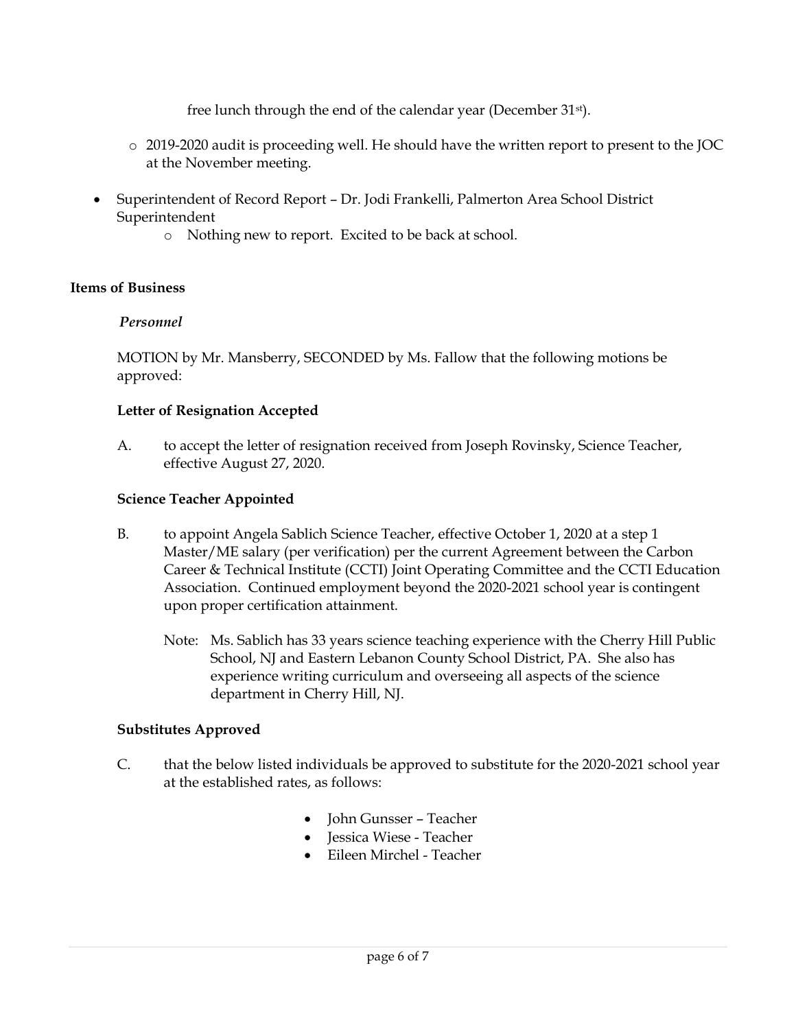free lunch through the end of the calendar year (December 31st).

- 2019-2020 audit is proceeding well. He should have the written report to present to the JOC at the November meeting.

- Superintendent of Record Report – Dr. Jodi Frankelli, Palmerton Area School District Superintendent
  - Nothing new to report. Excited to be back at school.

**Items of Business**

***Personnel***

MOTION by Mr. Mansberry, SECONDED by Ms. Fallow that the following motions be approved:

**Letter of Resignation Accepted**

A. to accept the letter of resignation received from Joseph Rovinsky, Science Teacher, effective August 27, 2020.

**Science Teacher Appointed**

B. to appoint Angela Sablich Science Teacher, effective October 1, 2020 at a step 1 Master/ME salary (per verification) per the current Agreement between the Carbon Career & Technical Institute (CCTI) Joint Operating Committee and the CCTI Education Association. Continued employment beyond the 2020-2021 school year is contingent upon proper certification attainment.

Note: Ms. Sablich has 33 years science teaching experience with the Cherry Hill Public School, NJ and Eastern Lebanon County School District, PA. She also has experience writing curriculum and overseeing all aspects of the science department in Cherry Hill, NJ.

**Substitutes Approved**

C. that the below listed individuals be approved to substitute for the 2020-2021 school year at the established rates, as follows:

- John Gunsser – Teacher
- Jessica Wiese - Teacher
- Eileen Mirchel - Teacher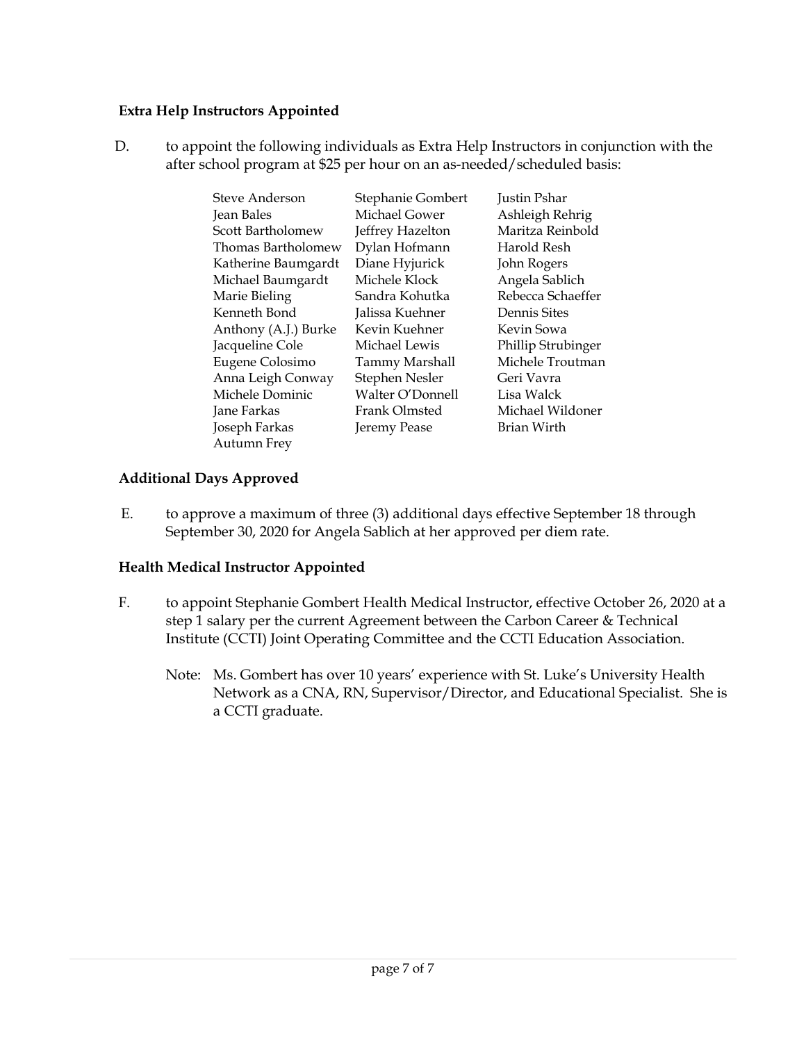**Extra Help Instructors Appointed**

D. to appoint the following individuals as Extra Help Instructors in conjunction with the after school program at $25 per hour on an as-needed/scheduled basis:

- Steve Anderson
- Jean Bales
- Scott Bartholomew
- Thomas Bartholomew
- Katherine Baumgardt
- Michael Baumgardt
- Marie Bieling
- Kenneth Bond
- Anthony (A.J.) Burke
- Jacqueline Cole
- Eugene Colosimo
- Anna Leigh Conway
- Michele Dominic
- Jane Farkas
- Joseph Farkas
- Autumn Frey
- Stephanie Gombert
- Michael Gower
- Jeffrey Hazelton
- Dylan Hofmann
- Diane Hyjurick
- Michele Klock
- Sandra Kohutka
- Jalissa Kuehner
- Kevin Kuehner
- Michael Lewis
- Tammy Marshall
- Stephen Nesler
- Walter O'Donnell
- Frank Olmsted
- Jeremy Pease
- Justin Pshar
- Ashleigh Rehrig
- Maritza Reinbold
- Harold Resh
- John Rogers
- Angela Sablich
- Rebecca Schaeffer
- Dennis Sites
- Kevin Sowa
- Phillip Strubinger
- Michele Troutman
- Geri Vavra
- Lisa Walck
- Michael Wildoner
- Brian Wirth

**Additional Days Approved**

E. to approve a maximum of three (3) additional days effective September 18 through September 30, 2020 for Angela Sablich at her approved per diem rate.

**Health Medical Instructor Appointed**

F. to appoint Stephanie Gombert Health Medical Instructor, effective October 26, 2020 at a step 1 salary per the current Agreement between the Carbon Career & Technical Institute (CCTI) Joint Operating Committee and the CCTI Education Association.

Note: Ms. Gombert has over 10 years' experience with St. Luke's University Health Network as a CNA, RN, Supervisor/Director, and Educational Specialist. She is a CCTI graduate.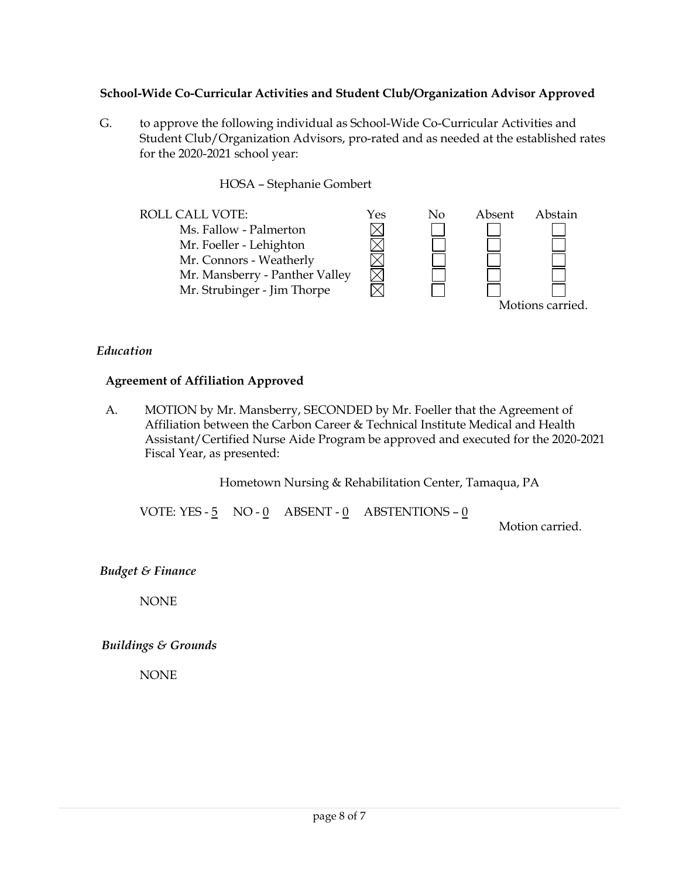**School-Wide Co-Curricular Activities and Student Club/Organization Advisor Approved**

G. to approve the following individual as School-Wide Co-Curricular Activities and Student Club/Organization Advisors, pro-rated and as needed at the established rates for the 2020-2021 school year:

HOSA – Stephanie Gombert

| ROLL CALL VOTE: | Yes | No | Absent | Abstain |
|---|---|---|---|---|
| Ms. Fallow - Palmerton | ☒ | ☐ | ☐ | ☐ |
| Mr. Foeller - Lehighton | ☒ | ☐ | ☐ | ☐ |
| Mr. Connors - Weatherly | ☒ | ☐ | ☐ | ☐ |
| Mr. Mansberry - Panther Valley | ☒ | ☐ | ☐ | ☐ |
| Mr. Strubinger - Jim Thorpe | ☒ | ☐ | ☐ | ☐ |

Motions carried.

*Education*

**Agreement of Affiliation Approved**

A. MOTION by Mr. Mansberry, SECONDED by Mr. Foeller that the Agreement of Affiliation between the Carbon Career & Technical Institute Medical and Health Assistant/Certified Nurse Aide Program be approved and executed for the 2020-2021 Fiscal Year, as presented:

Hometown Nursing & Rehabilitation Center, Tamaqua, PA

VOTE: YES - 5 NO - 0 ABSENT - 0 ABSTENTIONS – 0

Motion carried.

*Budget & Finance*

NONE

*Buildings & Grounds*

NONE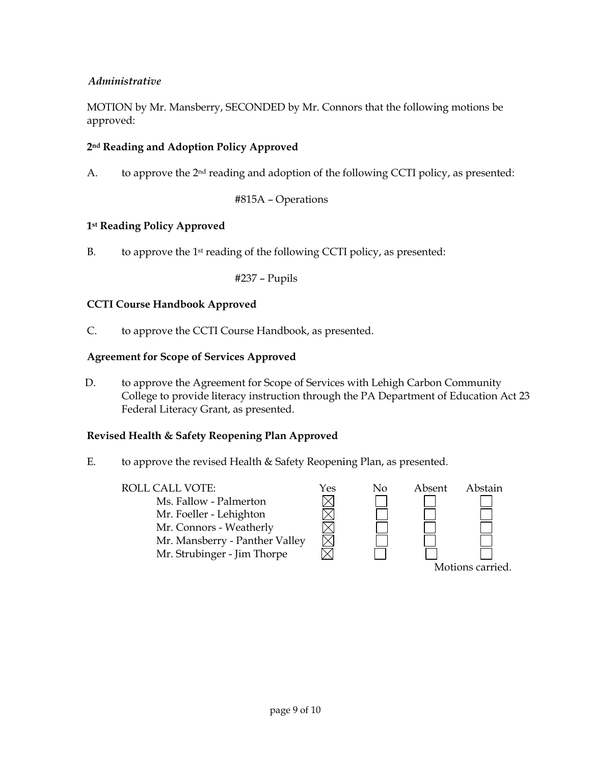*Administrative*

MOTION by Mr. Mansberry, SECONDED by Mr. Connors that the following motions be approved:

**2nd Reading and Adoption Policy Approved**

A. to approve the 2nd reading and adoption of the following CCTI policy, as presented:

#815A – Operations

**1st Reading Policy Approved**

B. to approve the 1st reading of the following CCTI policy, as presented:

#237 – Pupils

**CCTI Course Handbook Approved**

C. to approve the CCTI Course Handbook, as presented.

**Agreement for Scope of Services Approved**

D. to approve the Agreement for Scope of Services with Lehigh Carbon Community College to provide literacy instruction through the PA Department of Education Act 23 Federal Literacy Grant, as presented.

**Revised Health & Safety Reopening Plan Approved**

E. to approve the revised Health & Safety Reopening Plan, as presented.

| ROLL CALL VOTE: | Yes | No | Absent | Abstain |
|---|---|---|---|---|
| Ms. Fallow - Palmerton | ☒ | ☐ | ☐ | ☐ |
| Mr. Foeller - Lehighton | ☒ | ☐ | ☐ | ☐ |
| Mr. Connors - Weatherly | ☒ | ☐ | ☐ | ☐ |
| Mr. Mansberry - Panther Valley | ☒ | ☐ | ☐ | ☐ |
| Mr. Strubinger - Jim Thorpe | ☒ | ☐ | ☐ | ☐ |

Motions carried.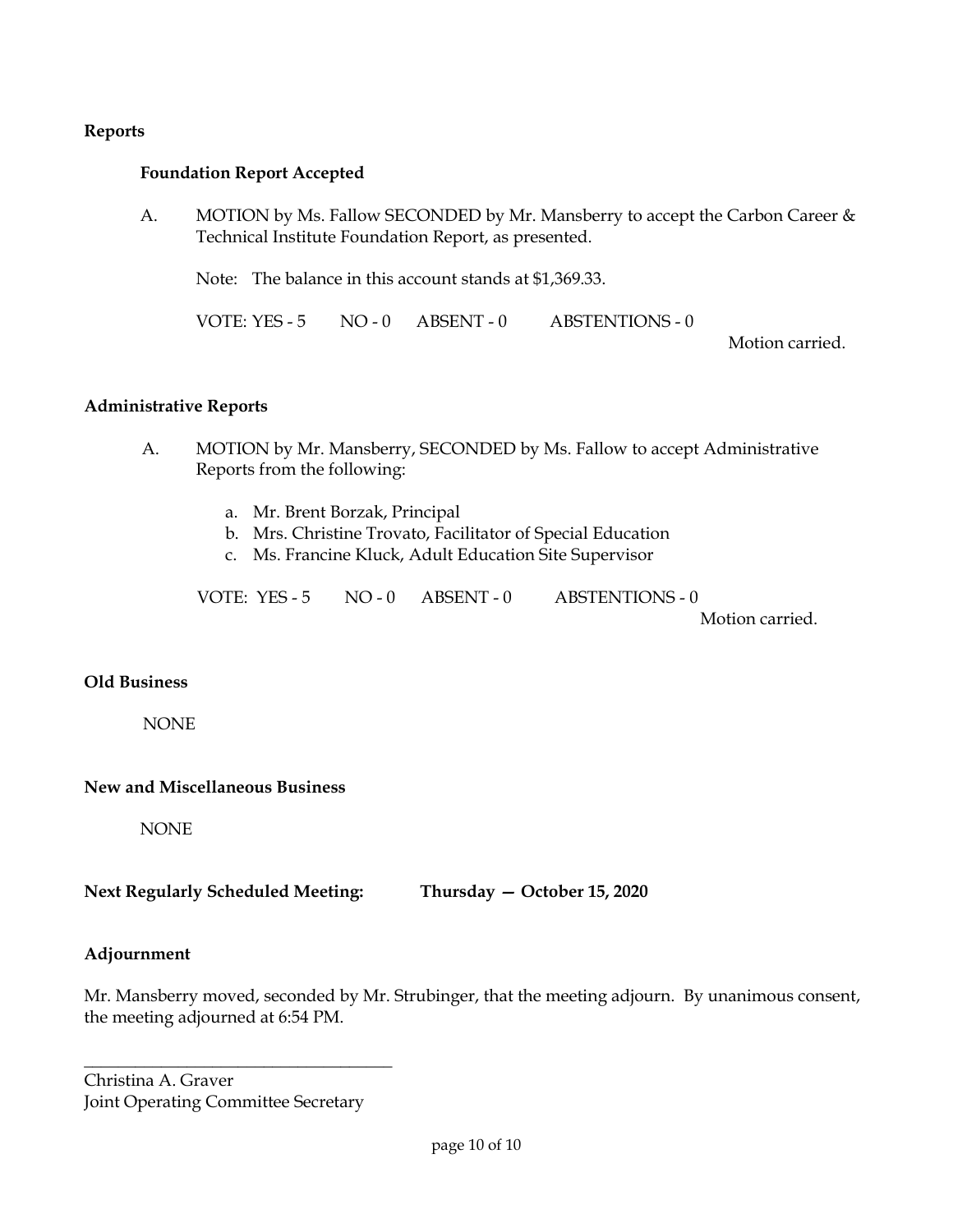## Reports

### Foundation Report Accepted

A. MOTION by Ms. Fallow SECONDED by Mr. Mansberry to accept the Carbon Career & Technical Institute Foundation Report, as presented.

Note: The balance in this account stands at $1,369.33.

VOTE: YES - 5 NO - 0 ABSENT - 0 ABSTENTIONS - 0

Motion carried.

## Administrative Reports

A. MOTION by Mr. Mansberry, SECONDED by Ms. Fallow to accept Administrative Reports from the following:

   a. Mr. Brent Borzak, Principal
   b. Mrs. Christine Trovato, Facilitator of Special Education
   c. Ms. Francine Kluck, Adult Education Site Supervisor

VOTE: YES - 5 NO - 0 ABSENT - 0 ABSTENTIONS - 0

Motion carried.

## Old Business

NONE

## New and Miscellaneous Business

NONE

**Next Regularly Scheduled Meeting: Thursday — October 15, 2020**

## Adjournment

Mr. Mansberry moved, seconded by Mr. Strubinger, that the meeting adjourn. By unanimous consent, the meeting adjourned at 6:54 PM.

\_\_\_\_\_\_\_\_\_\_\_\_\_\_\_\_\_\_\_\_\_\_\_\_\_\_\_\_\_\_\_\_\_\_\_\_

Christina A. Graver
Joint Operating Committee Secretary